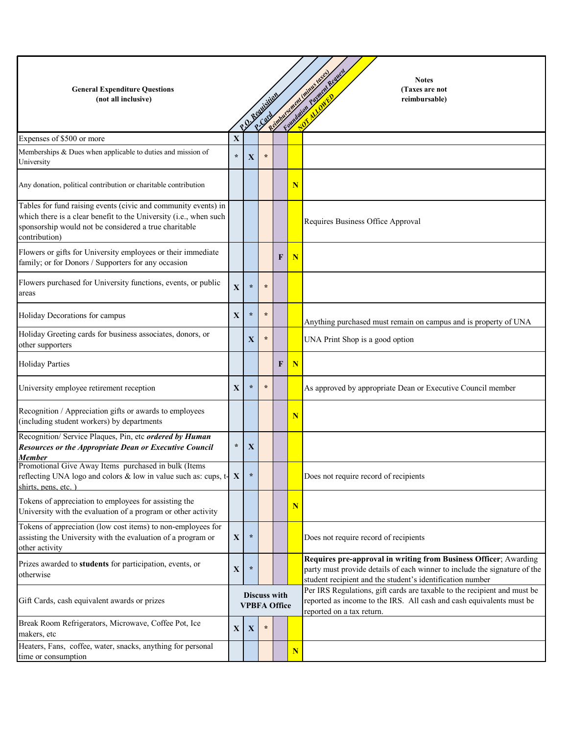| General Expenditure Questions (not all inclusive) | P.O. Requisition | P-Card | Reimbursement (minus taxes) | Foundation Payment Request | NOT ALLOWED | Notes (Taxes are not reimbursable) |
|---|---|---|---|---|---|---|
| Expenses of $500 or more | X | | | | | |
| Memberships & Dues when applicable to duties and mission of University | * | X | * | | | |
| Any donation, political contribution or charitable contribution | | | | | N | |
| Tables for fund raising events (civic and community events) in which there is a clear benefit to the University (i.e., when such sponsorship would not be considered a true charitable contribution) | | | | | | Requires Business Office Approval |
| Flowers or gifts for University employees or their immediate family; or for Donors / Supporters for any occasion | | | | F | N | |
| Flowers purchased for University functions, events, or public areas | X | * | * | | | |
| Holiday Decorations for campus | X | * | * | | | Anything purchased must remain on campus and is property of UNA |
| Holiday Greeting cards for business associates, donors, or other supporters | | X | * | | | UNA Print Shop is a good option |
| Holiday Parties | | | | F | N | |
| University employee retirement reception | X | * | * | | | As approved by appropriate Dean or Executive Council member |
| Recognition / Appreciation gifts or awards to employees (including student workers) by departments | | | | | N | |
| Recognition/ Service Plaques, Pin, etc ***ordered by Human Resources or the Appropriate Dean or Executive Council Member*** | * | X | | | | |
| Promotional Give Away Items purchased in bulk (Items reflecting UNA logo and colors & low in value such as: cups, t-shirts, pens, etc. ) | X | * | | | | Does not require record of recipients |
| Tokens of appreciation to employees for assisting the University with the evaluation of a program or other activity | | | | | N | |
| Tokens of appreciation (low cost items) to non-employees for assisting the University with the evaluation of a program or other activity | X | * | | | | Does not require record of recipients |
| Prizes awarded to **students** for participation, events, or otherwise | X | * | | | | **Requires pre-approval in writing from Business Officer**; Awarding party must provide details of each winner to include the signature of the student recipient and the student's identification number |
| Gift Cards, cash equivalent awards or prizes | **Discuss with VPBFA Office** | | | | | Per IRS Regulations, gift cards are taxable to the recipient and must be reported as income to the IRS. All cash and cash equivalents must be reported on a tax return. |
| Break Room Refrigerators, Microwave, Coffee Pot, Ice makers, etc | X | X | * | | | |
| Heaters, Fans, coffee, water, snacks, anything for personal time or consumption | | | | | N | |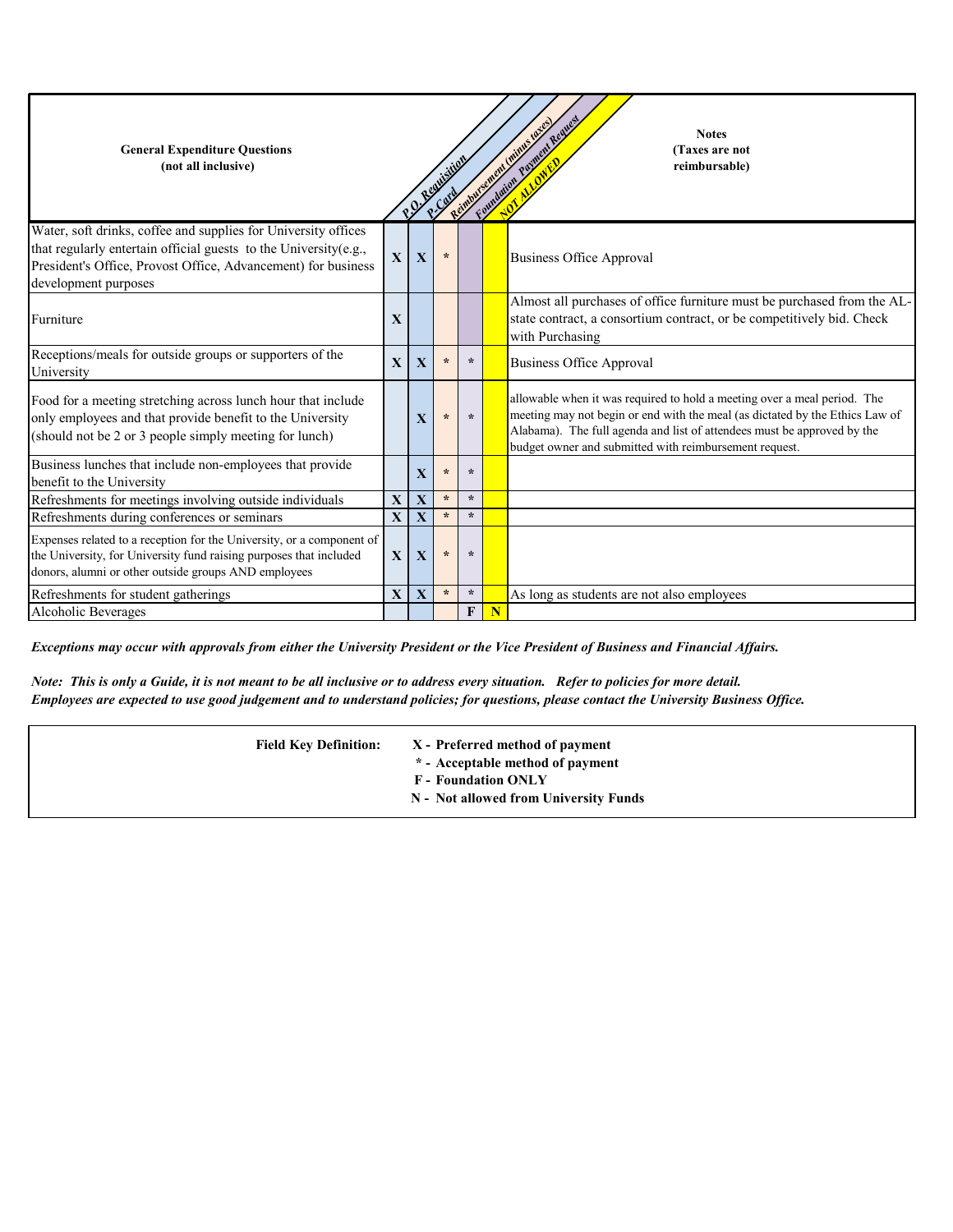| General Expenditure Questions (not all inclusive) | P.O. Requisition | P-Card | Reimbursement (minus taxes) | Foundation Payment Request | NOT ALLOWED | Notes (Taxes are not reimbursable) |
|---|---|---|---|---|---|---|
| Water, soft drinks, coffee and supplies for University offices that regularly entertain official guests to the University(e.g., President's Office, Provost Office, Advancement) for business development purposes | X | X | * | | | Business Office Approval |
| Furniture | X | | | | | Almost all purchases of office furniture must be purchased from the AL-state contract, a consortium contract, or be competitively bid. Check with Purchasing |
| Receptions/meals for outside groups or supporters of the University | X | X | * | * | | Business Office Approval |
| Food for a meeting stretching across lunch hour that include only employees and that provide benefit to the University (should not be 2 or 3 people simply meeting for lunch) | | X | * | * | | allowable when it was required to hold a meeting over a meal period. The meeting may not begin or end with the meal (as dictated by the Ethics Law of Alabama). The full agenda and list of attendees must be approved by the budget owner and submitted with reimbursement request. |
| Business lunches that include non-employees that provide benefit to the University | | X | * | * | | |
| Refreshments for meetings involving outside individuals | X | X | * | * | | |
| Refreshments during conferences or seminars | X | X | * | * | | |
| Expenses related to a reception for the University, or a component of the University, for University fund raising purposes that included donors, alumni or other outside groups AND employees | X | X | * | * | | |
| Refreshments for student gatherings | X | X | * | * | | As long as students are not also employees |
| Alcoholic Beverages | | | | F | N | |

***Exceptions may occur with approvals from either the University President or the Vice President of Business and Financial Affairs.***

***Note: This is only a Guide, it is not meant to be all inclusive or to address every situation. Refer to policies for more detail. Employees are expected to use good judgement and to understand policies; for questions, please contact the University Business Office.***

**Field Key Definition:**
**X - Preferred method of payment**
**\* - Acceptable method of payment**
**F - Foundation ONLY**
**N - Not allowed from University Funds**